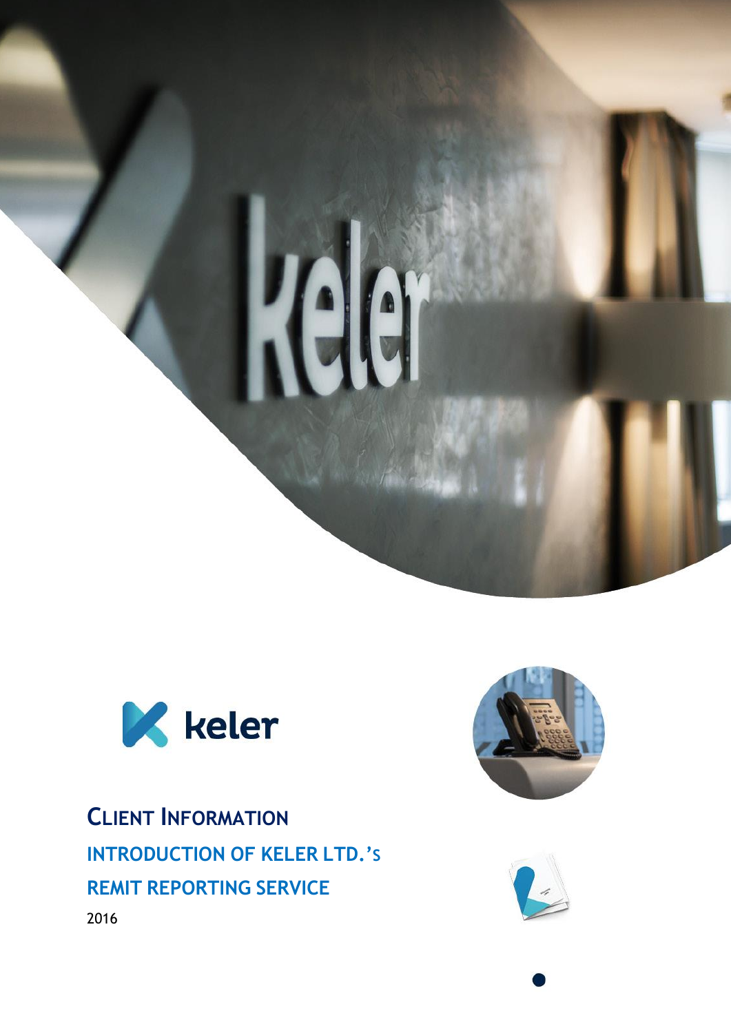# CLIENT INFORMATION

## INTRODUCTION OF KELER LTD.'S REMIT REPORTING SERVICE

2016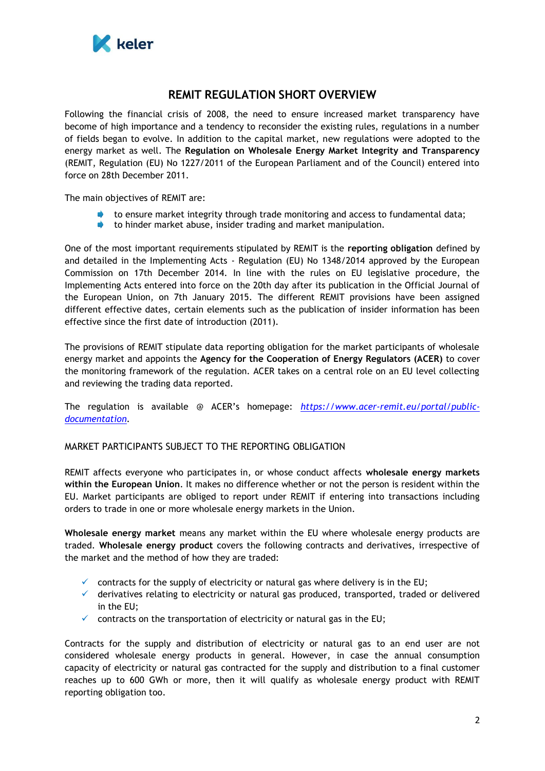# REMIT REGULATION SHORT OVERVIEW

Following the financial crisis of 2008, the need to ensure increased market transparency have become of high importance and a tendency to reconsider the existing rules, regulations in a number of fields began to evolve. In addition to the capital market, new regulations were adopted to the energy market as well. The **Regulation on Wholesale Energy Market Integrity and Transparency** (REMIT, Regulation (EU) No 1227/2011 of the European Parliament and of the Council) entered into force on 28th December 2011.

The main objectives of REMIT are:

- to ensure market integrity through trade monitoring and access to fundamental data;
- to hinder market abuse, insider trading and market manipulation.

One of the most important requirements stipulated by REMIT is the **reporting obligation** defined by and detailed in the Implementing Acts - Regulation (EU) No 1348/2014 approved by the European Commission on 17th December 2014. In line with the rules on EU legislative procedure, the Implementing Acts entered into force on the 20th day after its publication in the Official Journal of the European Union, on 7th January 2015. The different REMIT provisions have been assigned different effective dates, certain elements such as the publication of insider information has been effective since the first date of introduction (2011).

The provisions of REMIT stipulate data reporting obligation for the market participants of wholesale energy market and appoints the **Agency for the Cooperation of Energy Regulators (ACER)** to cover the monitoring framework of the regulation. ACER takes on a central role on an EU level collecting and reviewing the trading data reported.

The regulation is available @ ACER's homepage: *https://www.acer-remit.eu/portal/public-documentation*.

## MARKET PARTICIPANTS SUBJECT TO THE REPORTING OBLIGATION

REMIT affects everyone who participates in, or whose conduct affects **wholesale energy markets within the European Union**. It makes no difference whether or not the person is resident within the EU. Market participants are obliged to report under REMIT if entering into transactions including orders to trade in one or more wholesale energy markets in the Union.

**Wholesale energy market** means any market within the EU where wholesale energy products are traded. **Wholesale energy product** covers the following contracts and derivatives, irrespective of the market and the method of how they are traded:

- ✓ contracts for the supply of electricity or natural gas where delivery is in the EU;
- ✓ derivatives relating to electricity or natural gas produced, transported, traded or delivered in the EU;
- ✓ contracts on the transportation of electricity or natural gas in the EU;

Contracts for the supply and distribution of electricity or natural gas to an end user are not considered wholesale energy products in general. However, in case the annual consumption capacity of electricity or natural gas contracted for the supply and distribution to a final customer reaches up to 600 GWh or more, then it will qualify as wholesale energy product with REMIT reporting obligation too.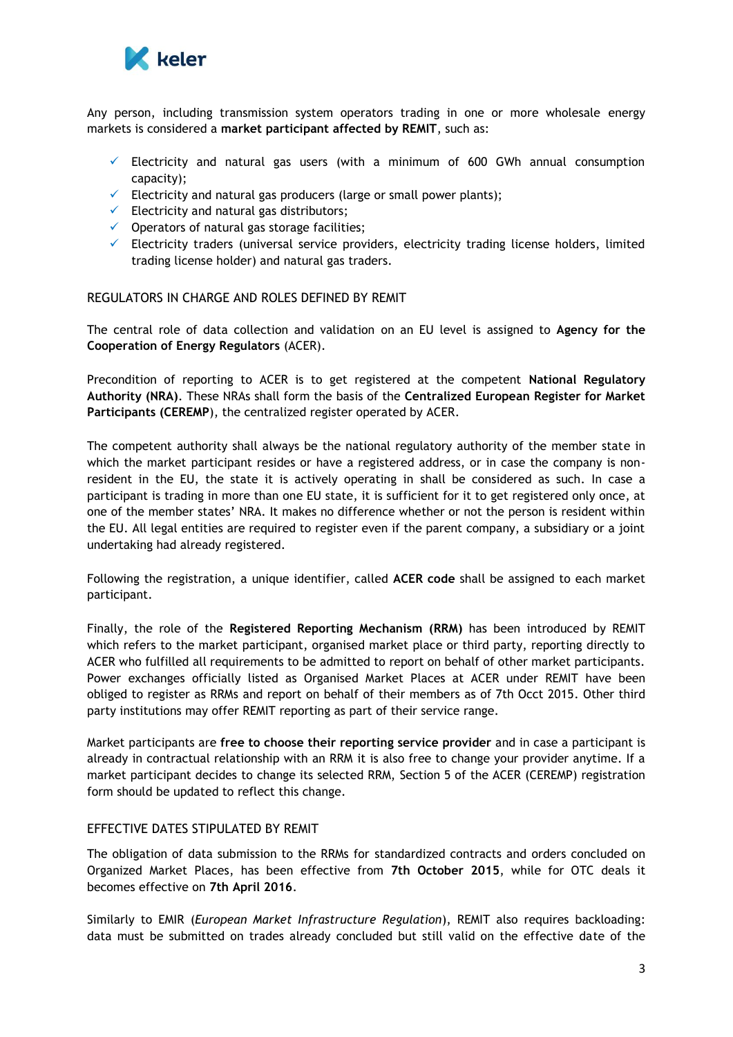Any person, including transmission system operators trading in one or more wholesale energy markets is considered a **market participant affected by REMIT**, such as:

- ✓ Electricity and natural gas users (with a minimum of 600 GWh annual consumption capacity);
- ✓ Electricity and natural gas producers (large or small power plants);
- ✓ Electricity and natural gas distributors;
- ✓ Operators of natural gas storage facilities;
- ✓ Electricity traders (universal service providers, electricity trading license holders, limited trading license holder) and natural gas traders.

## REGULATORS IN CHARGE AND ROLES DEFINED BY REMIT

The central role of data collection and validation on an EU level is assigned to **Agency for the Cooperation of Energy Regulators** (ACER).

Precondition of reporting to ACER is to get registered at the competent **National Regulatory Authority (NRA)**. These NRAs shall form the basis of the **Centralized European Register for Market Participants (CEREMP)**, the centralized register operated by ACER.

The competent authority shall always be the national regulatory authority of the member state in which the market participant resides or have a registered address, or in case the company is non-resident in the EU, the state it is actively operating in shall be considered as such. In case a participant is trading in more than one EU state, it is sufficient for it to get registered only once, at one of the member states' NRA. It makes no difference whether or not the person is resident within the EU. All legal entities are required to register even if the parent company, a subsidiary or a joint undertaking had already registered.

Following the registration, a unique identifier, called **ACER code** shall be assigned to each market participant.

Finally, the role of the **Registered Reporting Mechanism (RRM)** has been introduced by REMIT which refers to the market participant, organised market place or third party, reporting directly to ACER who fulfilled all requirements to be admitted to report on behalf of other market participants. Power exchanges officially listed as Organised Market Places at ACER under REMIT have been obliged to register as RRMs and report on behalf of their members as of 7th Occt 2015. Other third party institutions may offer REMIT reporting as part of their service range.

Market participants are **free to choose their reporting service provider** and in case a participant is already in contractual relationship with an RRM it is also free to change your provider anytime. If a market participant decides to change its selected RRM, Section 5 of the ACER (CEREMP) registration form should be updated to reflect this change.

## EFFECTIVE DATES STIPULATED BY REMIT

The obligation of data submission to the RRMs for standardized contracts and orders concluded on Organized Market Places, has been effective from **7th October 2015**, while for OTC deals it becomes effective on **7th April 2016**.

Similarly to EMIR (*European Market Infrastructure Regulation*), REMIT also requires backloading: data must be submitted on trades already concluded but still valid on the effective date of the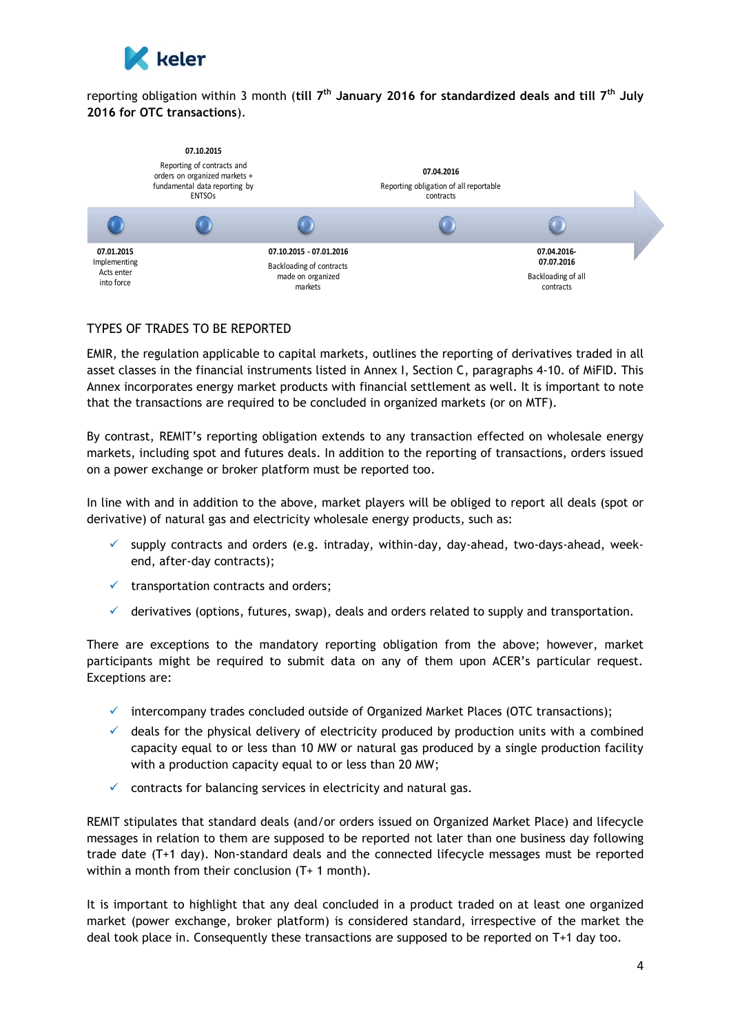reporting obligation within 3 month (**till 7th January 2016 for standardized deals and till 7th July 2016 for OTC transactions**).

**07.10.2015**
Reporting of contracts and orders on organized markets + fundamental data reporting by ENTSOs

**07.04.2016**
Reporting obligation of all reportable contracts

**07.01.2015**
Implementing Acts enter into force

**07.10.2015 - 07.01.2016**
Backloading of contracts made on organized markets

**07.04.2016-07.07.2016**
Backloading of all contracts

## TYPES OF TRADES TO BE REPORTED

EMIR, the regulation applicable to capital markets, outlines the reporting of derivatives traded in all asset classes in the financial instruments listed in Annex I, Section C, paragraphs 4-10. of MiFID. This Annex incorporates energy market products with financial settlement as well. It is important to note that the transactions are required to be concluded in organized markets (or on MTF).

By contrast, REMIT's reporting obligation extends to any transaction effected on wholesale energy markets, including spot and futures deals. In addition to the reporting of transactions, orders issued on a power exchange or broker platform must be reported too.

In line with and in addition to the above, market players will be obliged to report all deals (spot or derivative) of natural gas and electricity wholesale energy products, such as:

- ✓ supply contracts and orders (e.g. intraday, within-day, day-ahead, two-days-ahead, week-end, after-day contracts);
- ✓ transportation contracts and orders;
- ✓ derivatives (options, futures, swap), deals and orders related to supply and transportation.

There are exceptions to the mandatory reporting obligation from the above; however, market participants might be required to submit data on any of them upon ACER's particular request. Exceptions are:

- ✓ intercompany trades concluded outside of Organized Market Places (OTC transactions);
- ✓ deals for the physical delivery of electricity produced by production units with a combined capacity equal to or less than 10 MW or natural gas produced by a single production facility with a production capacity equal to or less than 20 MW;
- ✓ contracts for balancing services in electricity and natural gas.

REMIT stipulates that standard deals (and/or orders issued on Organized Market Place) and lifecycle messages in relation to them are supposed to be reported not later than one business day following trade date (T+1 day). Non-standard deals and the connected lifecycle messages must be reported within a month from their conclusion (T+ 1 month).

It is important to highlight that any deal concluded in a product traded on at least one organized market (power exchange, broker platform) is considered standard, irrespective of the market the deal took place in. Consequently these transactions are supposed to be reported on T+1 day too.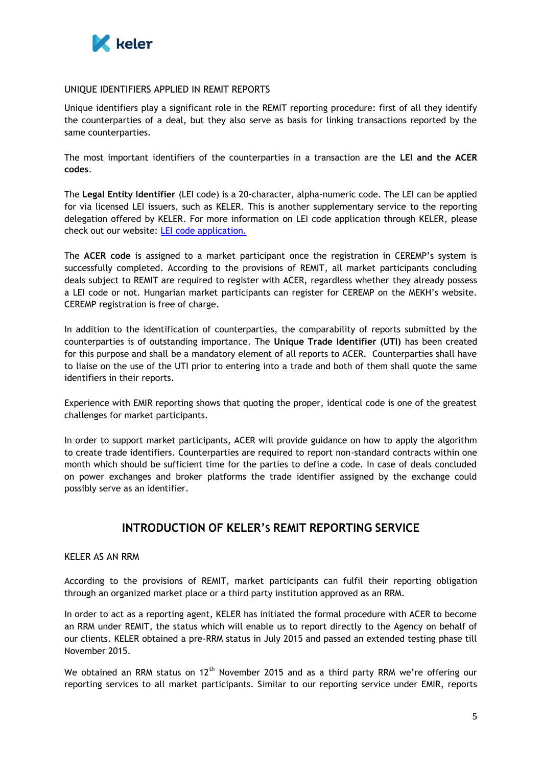UNIQUE IDENTIFIERS APPLIED IN REMIT REPORTS

Unique identifiers play a significant role in the REMIT reporting procedure: first of all they identify the counterparties of a deal, but they also serve as basis for linking transactions reported by the same counterparties.

The most important identifiers of the counterparties in a transaction are the **LEI and the ACER codes**.

The **Legal Entity Identifier** (LEI code) is a 20-character, alpha-numeric code. The LEI can be applied for via licensed LEI issuers, such as KELER. This is another supplementary service to the reporting delegation offered by KELER. For more information on LEI code application through KELER, please check out our website: LEI code application.

The **ACER code** is assigned to a market participant once the registration in CEREMP's system is successfully completed. According to the provisions of REMIT, all market participants concluding deals subject to REMIT are required to register with ACER, regardless whether they already possess a LEI code or not. Hungarian market participants can register for CEREMP on the MEKH's website. CEREMP registration is free of charge.

In addition to the identification of counterparties, the comparability of reports submitted by the counterparties is of outstanding importance. The **Unique Trade Identifier (UTI)** has been created for this purpose and shall be a mandatory element of all reports to ACER. Counterparties shall have to liaise on the use of the UTI prior to entering into a trade and both of them shall quote the same identifiers in their reports.

Experience with EMIR reporting shows that quoting the proper, identical code is one of the greatest challenges for market participants.

In order to support market participants, ACER will provide guidance on how to apply the algorithm to create trade identifiers. Counterparties are required to report non-standard contracts within one month which should be sufficient time for the parties to define a code. In case of deals concluded on power exchanges and broker platforms the trade identifier assigned by the exchange could possibly serve as an identifier.

## INTRODUCTION OF KELER'S REMIT REPORTING SERVICE

KELER AS AN RRM

According to the provisions of REMIT, market participants can fulfil their reporting obligation through an organized market place or a third party institution approved as an RRM.

In order to act as a reporting agent, KELER has initiated the formal procedure with ACER to become an RRM under REMIT, the status which will enable us to report directly to the Agency on behalf of our clients. KELER obtained a pre-RRM status in July 2015 and passed an extended testing phase till November 2015.

We obtained an RRM status on 12th November 2015 and as a third party RRM we're offering our reporting services to all market participants. Similar to our reporting service under EMIR, reports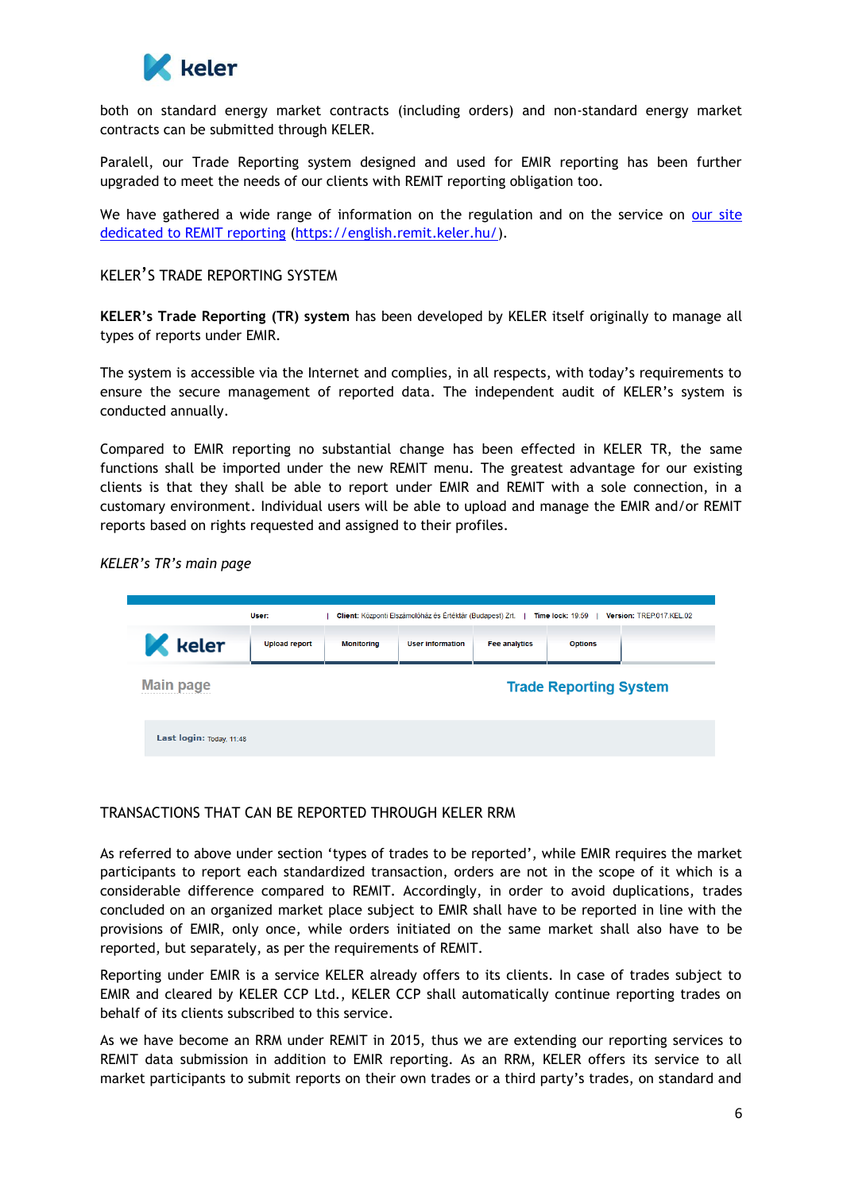both on standard energy market contracts (including orders) and non-standard energy market contracts can be submitted through KELER.

Paralell, our Trade Reporting system designed and used for EMIR reporting has been further upgraded to meet the needs of our clients with REMIT reporting obligation too.

We have gathered a wide range of information on the regulation and on the service on [our site dedicated to REMIT reporting](https://english.remit.keler.hu/) (https://english.remit.keler.hu/).

## KELER'S TRADE REPORTING SYSTEM

**KELER's Trade Reporting (TR) system** has been developed by KELER itself originally to manage all types of reports under EMIR.

The system is accessible via the Internet and complies, in all respects, with today's requirements to ensure the secure management of reported data. The independent audit of KELER's system is conducted annually.

Compared to EMIR reporting no substantial change has been effected in KELER TR, the same functions shall be imported under the new REMIT menu. The greatest advantage for our existing clients is that they shall be able to report under EMIR and REMIT with a sole connection, in a customary environment. Individual users will be able to upload and manage the EMIR and/or REMIT reports based on rights requested and assigned to their profiles.

*KELER's TR's main page*

User: | Client: Központi Elszámolóház és Értéktár (Budapest) Zrt. | Time lock: 19:59 | Version: TREP017.KEL.02

keler | Upload report | Monitoring | User information | Fee analytics | Options

Main page

Trade Reporting System

Last login: Today, 11:48

## TRANSACTIONS THAT CAN BE REPORTED THROUGH KELER RRM

As referred to above under section 'types of trades to be reported', while EMIR requires the market participants to report each standardized transaction, orders are not in the scope of it which is a considerable difference compared to REMIT. Accordingly, in order to avoid duplications, trades concluded on an organized market place subject to EMIR shall have to be reported in line with the provisions of EMIR, only once, while orders initiated on the same market shall also have to be reported, but separately, as per the requirements of REMIT.

Reporting under EMIR is a service KELER already offers to its clients. In case of trades subject to EMIR and cleared by KELER CCP Ltd., KELER CCP shall automatically continue reporting trades on behalf of its clients subscribed to this service.

As we have become an RRM under REMIT in 2015, thus we are extending our reporting services to REMIT data submission in addition to EMIR reporting. As an RRM, KELER offers its service to all market participants to submit reports on their own trades or a third party's trades, on standard and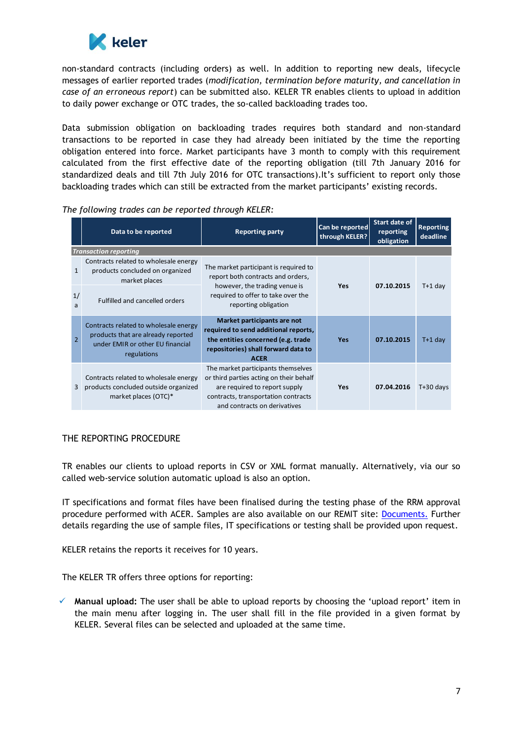non-standard contracts (including orders) as well. In addition to reporting new deals, lifecycle messages of earlier reported trades (*modification, termination before maturity, and cancellation in case of an erroneous report*) can be submitted also. KELER TR enables clients to upload in addition to daily power exchange or OTC trades, the so-called backloading trades too.

Data submission obligation on backloading trades requires both standard and non-standard transactions to be reported in case they had already been initiated by the time the reporting obligation entered into force. Market participants have 3 month to comply with this requirement calculated from the first effective date of the reporting obligation (till 7th January 2016 for standardized deals and till 7th July 2016 for OTC transactions).It's sufficient to report only those backloading trades which can still be extracted from the market participants' existing records.

*The following trades can be reported through KELER:*

| | Data to be reported | Reporting party | Can be reported through KELER? | Start date of reporting obligation | Reporting deadline |
|---|---|---|---|---|---|
| *Transaction reporting* | | | | | |
| 1 | Contracts related to wholesale energy products concluded on organized market places | The market participant is required to report both contracts and orders, however, the trading venue is required to offer to take over the reporting obligation | Yes | 07.10.2015 | T+1 day |
| 1/a | Fulfilled and cancelled orders | | | | |
| 2 | Contracts related to wholesale energy products that are already reported under EMIR or other EU financial regulations | **Market participants are not required to send additional reports, the entities concerned (e.g. trade repositories) shall forward data to ACER** | Yes | 07.10.2015 | T+1 day |
| 3 | Contracts related to wholesale energy products concluded outside organized market places (OTC)* | The market participants themselves or third parties acting on their behalf are required to report supply contracts, transportation contracts and contracts on derivatives | Yes | 07.04.2016 | T+30 days |

THE REPORTING PROCEDURE

TR enables our clients to upload reports in CSV or XML format manually. Alternatively, via our so called web-service solution automatic upload is also an option.

IT specifications and format files have been finalised during the testing phase of the RRM approval procedure performed with ACER. Samples are also available on our REMIT site: Documents. Further details regarding the use of sample files, IT specifications or testing shall be provided upon request.

KELER retains the reports it receives for 10 years.

The KELER TR offers three options for reporting:

- ✓ **Manual upload:** The user shall be able to upload reports by choosing the 'upload report' item in the main menu after logging in. The user shall fill in the file provided in a given format by KELER. Several files can be selected and uploaded at the same time.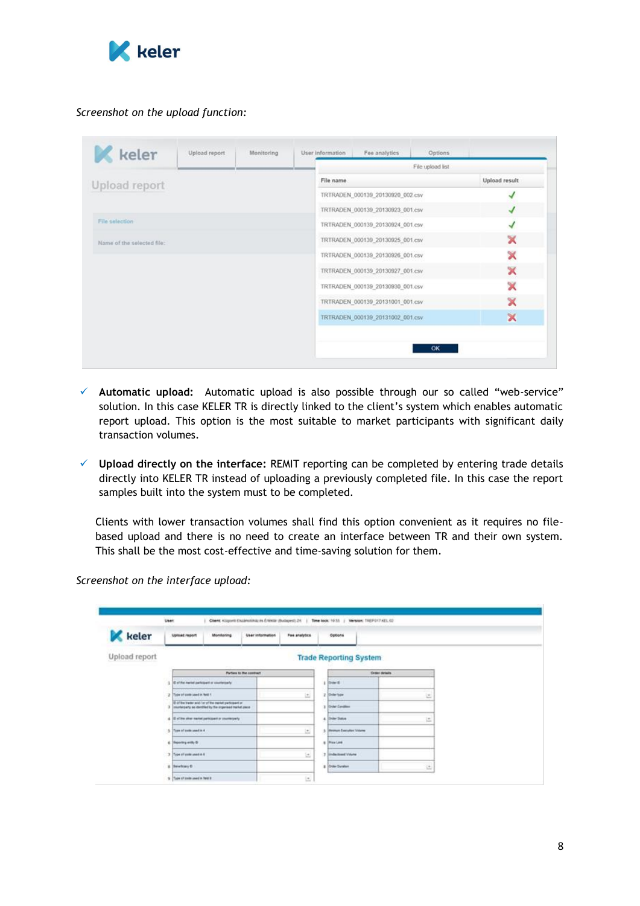*Screenshot on the upload function:*

- ✓ **Automatic upload:** Automatic upload is also possible through our so called "web-service" solution. In this case KELER TR is directly linked to the client's system which enables automatic report upload. This option is the most suitable to market participants with significant daily transaction volumes.

- ✓ **Upload directly on the interface:** REMIT reporting can be completed by entering trade details directly into KELER TR instead of uploading a previously completed file. In this case the report samples built into the system must to be completed.

  Clients with lower transaction volumes shall find this option convenient as it requires no file-based upload and there is no need to create an interface between TR and their own system. This shall be the most cost-effective and time-saving solution for them.

*Screenshot on the interface upload:*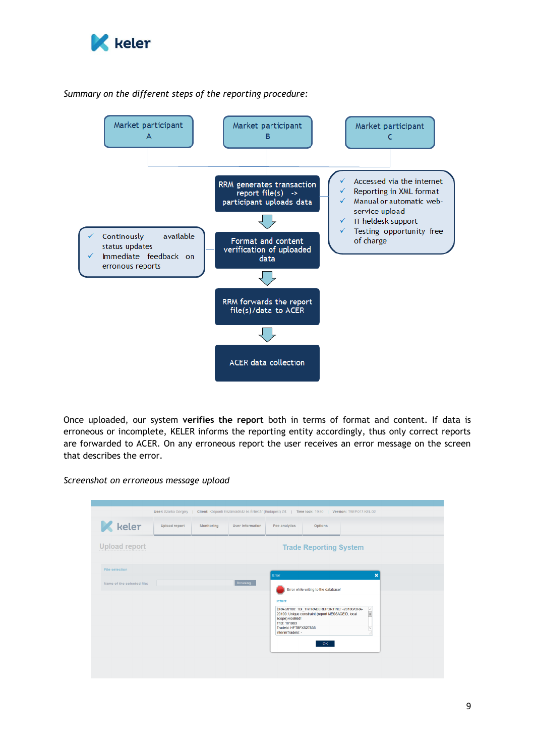*Summary on the different steps of the reporting procedure:*

Market participant A

Market participant B

Market participant C

RRM generates transaction report file(s) -> participant uploads data

- ✓ Accessed via the internet
- ✓ Reporting in XML format
- ✓ Manual or automatic web-service upload
- ✓ IT heldesk support
- ✓ Testing opportunity free of charge

Format and content verification of uploaded data

- ✓ Continously available status updates
- ✓ Immediate feedback on erronous reports

RRM forwards the report file(s)/data to ACER

ACER data collection

Once uploaded, our system **verifies the report** both in terms of format and content. If data is erroneous or incomplete, KELER informs the reporting entity accordingly, thus only correct reports are forwarded to ACER. On any erroneous report the user receives an error message on the screen that describes the error.

*Screenshot on erroneous message upload*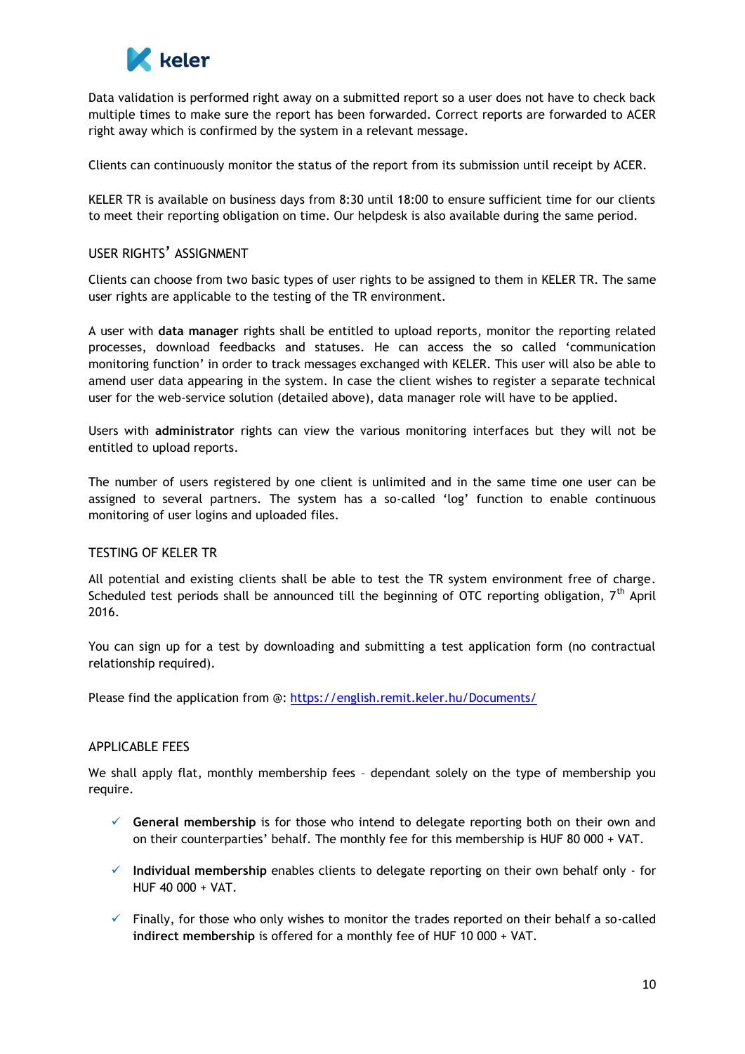Data validation is performed right away on a submitted report so a user does not have to check back multiple times to make sure the report has been forwarded. Correct reports are forwarded to ACER right away which is confirmed by the system in a relevant message.

Clients can continuously monitor the status of the report from its submission until receipt by ACER.

KELER TR is available on business days from 8:30 until 18:00 to ensure sufficient time for our clients to meet their reporting obligation on time. Our helpdesk is also available during the same period.

## USER RIGHTS' ASSIGNMENT

Clients can choose from two basic types of user rights to be assigned to them in KELER TR. The same user rights are applicable to the testing of the TR environment.

A user with **data manager** rights shall be entitled to upload reports, monitor the reporting related processes, download feedbacks and statuses. He can access the so called 'communication monitoring function' in order to track messages exchanged with KELER. This user will also be able to amend user data appearing in the system. In case the client wishes to register a separate technical user for the web-service solution (detailed above), data manager role will have to be applied.

Users with **administrator** rights can view the various monitoring interfaces but they will not be entitled to upload reports.

The number of users registered by one client is unlimited and in the same time one user can be assigned to several partners. The system has a so-called 'log' function to enable continuous monitoring of user logins and uploaded files.

## TESTING OF KELER TR

All potential and existing clients shall be able to test the TR system environment free of charge. Scheduled test periods shall be announced till the beginning of OTC reporting obligation, 7th April 2016.

You can sign up for a test by downloading and submitting a test application form (no contractual relationship required).

Please find the application from @: [https://english.remit.keler.hu/Documents/](https://english.remit.keler.hu/Documents/)

## APPLICABLE FEES

We shall apply flat, monthly membership fees – dependant solely on the type of membership you require.

- ✓ **General membership** is for those who intend to delegate reporting both on their own and on their counterparties' behalf. The monthly fee for this membership is HUF 80 000 + VAT.
- ✓ **Individual membership** enables clients to delegate reporting on their own behalf only - for HUF 40 000 + VAT.
- ✓ Finally, for those who only wishes to monitor the trades reported on their behalf a so-called **indirect membership** is offered for a monthly fee of HUF 10 000 + VAT.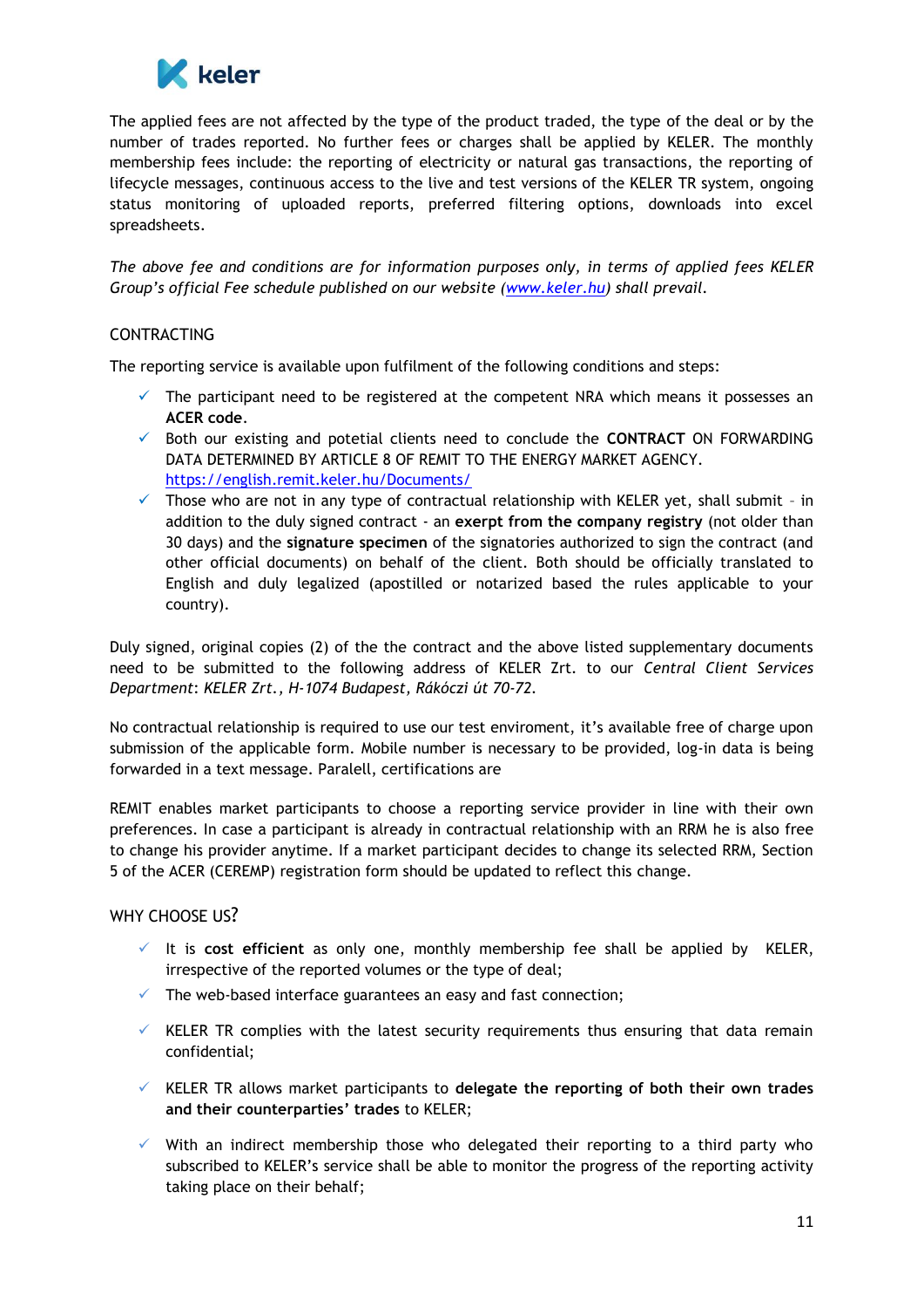The applied fees are not affected by the type of the product traded, the type of the deal or by the number of trades reported. No further fees or charges shall be applied by KELER. The monthly membership fees include: the reporting of electricity or natural gas transactions, the reporting of lifecycle messages, continuous access to the live and test versions of the KELER TR system, ongoing status monitoring of uploaded reports, preferred filtering options, downloads into excel spreadsheets.

*The above fee and conditions are for information purposes only, in terms of applied fees KELER Group's official Fee schedule published on our website ([www.keler.hu](www.keler.hu)) shall prevail.*

## CONTRACTING

The reporting service is available upon fulfilment of the following conditions and steps:

- ✓ The participant need to be registered at the competent NRA which means it possesses an **ACER code**.
- ✓ Both our existing and potetial clients need to conclude the **CONTRACT** ON FORWARDING DATA DETERMINED BY ARTICLE 8 OF REMIT TO THE ENERGY MARKET AGENCY. [https://english.remit.keler.hu/Documents/](https://english.remit.keler.hu/Documents/)
- ✓ Those who are not in any type of contractual relationship with KELER yet, shall submit – in addition to the duly signed contract - an **exerpt from the company registry** (not older than 30 days) and the **signature specimen** of the signatories authorized to sign the contract (and other official documents) on behalf of the client. Both should be officially translated to English and duly legalized (apostilled or notarized based the rules applicable to your country).

Duly signed, original copies (2) of the the contract and the above listed supplementary documents need to be submitted to the following address of KELER Zrt. to our *Central Client Services Department*: *KELER Zrt., H-1074 Budapest, Rákóczi út 70-72.*

No contractual relationship is required to use our test enviroment, it's available free of charge upon submission of the applicable form. Mobile number is necessary to be provided, log-in data is being forwarded in a text message. Paralell, certifications are

REMIT enables market participants to choose a reporting service provider in line with their own preferences. In case a participant is already in contractual relationship with an RRM he is also free to change his provider anytime. If a market participant decides to change its selected RRM, Section 5 of the ACER (CEREMP) registration form should be updated to reflect this change.

## WHY CHOOSE US?

- ✓ It is **cost efficient** as only one, monthly membership fee shall be applied by KELER, irrespective of the reported volumes or the type of deal;
- ✓ The web-based interface guarantees an easy and fast connection;
- ✓ KELER TR complies with the latest security requirements thus ensuring that data remain confidential;
- ✓ KELER TR allows market participants to **delegate the reporting of both their own trades and their counterparties' trades** to KELER;
- ✓ With an indirect membership those who delegated their reporting to a third party who subscribed to KELER's service shall be able to monitor the progress of the reporting activity taking place on their behalf;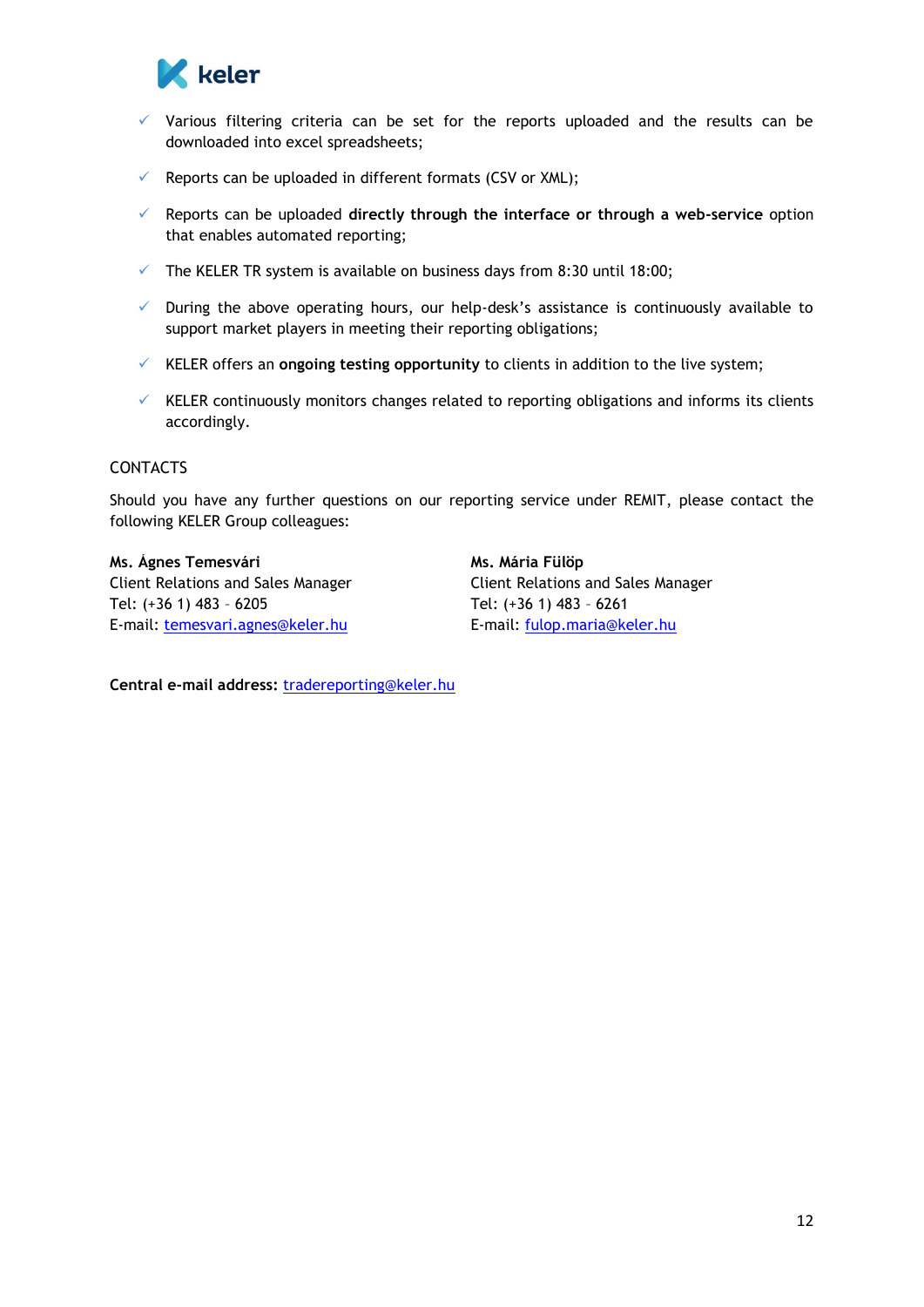- ✓ Various filtering criteria can be set for the reports uploaded and the results can be downloaded into excel spreadsheets;
- ✓ Reports can be uploaded in different formats (CSV or XML);
- ✓ Reports can be uploaded **directly through the interface or through a web-service** option that enables automated reporting;
- ✓ The KELER TR system is available on business days from 8:30 until 18:00;
- ✓ During the above operating hours, our help-desk's assistance is continuously available to support market players in meeting their reporting obligations;
- ✓ KELER offers an **ongoing testing opportunity** to clients in addition to the live system;
- ✓ KELER continuously monitors changes related to reporting obligations and informs its clients accordingly.

CONTACTS

Should you have any further questions on our reporting service under REMIT, please contact the following KELER Group colleagues:

**Ms. Ágnes Temesvári**
Client Relations and Sales Manager
Tel: (+36 1) 483 - 6205
E-mail: temesvari.agnes@keler.hu

**Ms. Mária Fülöp**
Client Relations and Sales Manager
Tel: (+36 1) 483 - 6261
E-mail: fulop.maria@keler.hu

**Central e-mail address:** tradereporting@keler.hu